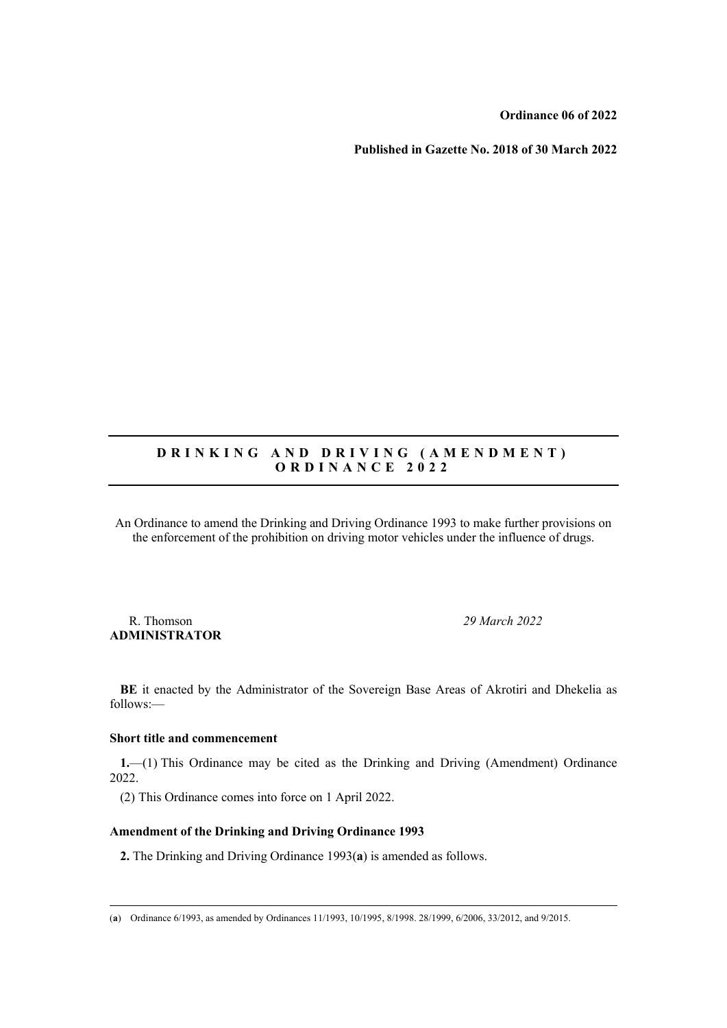**Ordinance 06 of 2022**

**Published in Gazette No. 2018 of 30 March 2022**

# DRINKING AND DRIVING (AMENDMENT) ORDINANCE 2022

An Ordinance to amend the Drinking and Driving Ordinance 1993 to make further provisions on the enforcement of the prohibition on driving motor vehicles under the influence of drugs.

R. Thomson
**ADMINISTRATOR**

*29 March 2022*

**BE** it enacted by the Administrator of the Sovereign Base Areas of Akrotiri and Dhekelia as follows:—

### Short title and commencement

**1.**—(1) This Ordinance may be cited as the Drinking and Driving (Amendment) Ordinance 2022.

(2) This Ordinance comes into force on 1 April 2022.

### Amendment of the Drinking and Driving Ordinance 1993

**2.** The Drinking and Driving Ordinance 1993(**a**) is amended as follows.

(**a**) Ordinance 6/1993, as amended by Ordinances 11/1993, 10/1995, 8/1998. 28/1999, 6/2006, 33/2012, and 9/2015.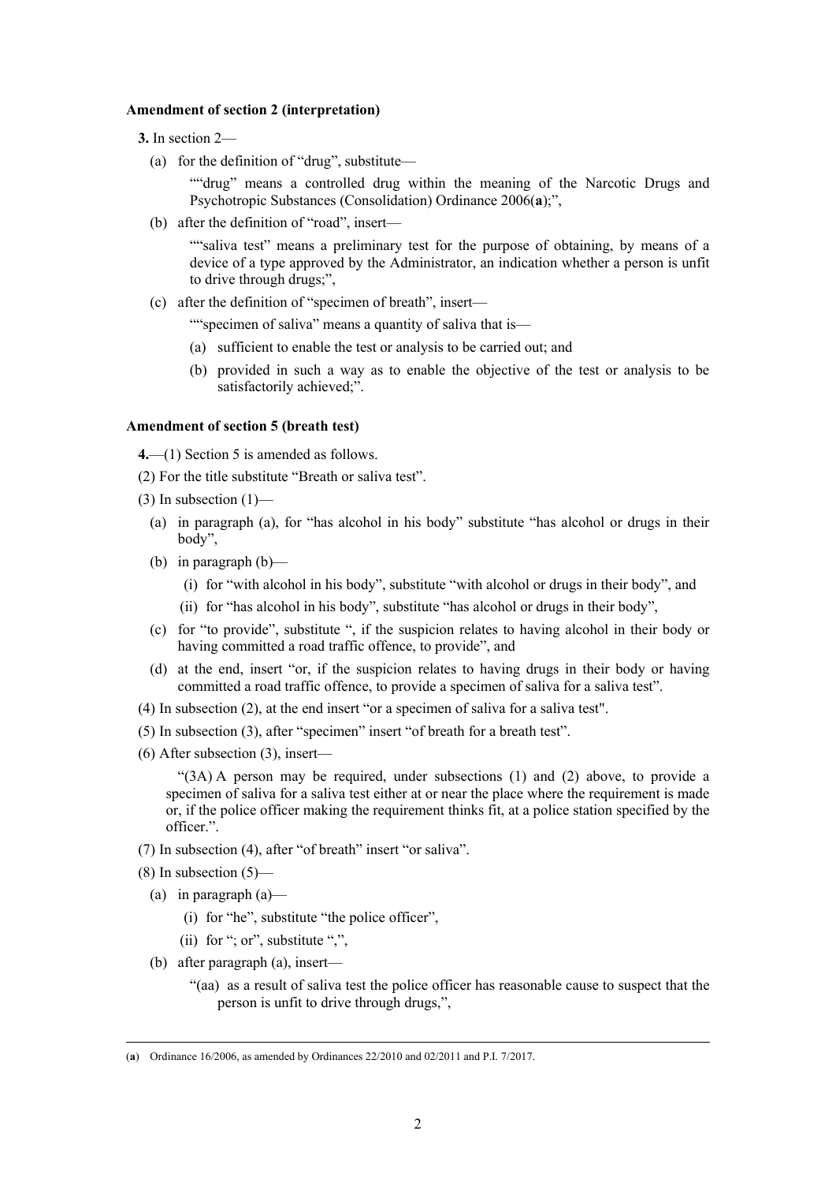**Amendment of section 2 (interpretation)**

**3.** In section 2—

(a) for the definition of "drug", substitute—

""drug" means a controlled drug within the meaning of the Narcotic Drugs and Psychotropic Substances (Consolidation) Ordinance 2006(**a**);",

(b) after the definition of "road", insert—

""saliva test" means a preliminary test for the purpose of obtaining, by means of a device of a type approved by the Administrator, an indication whether a person is unfit to drive through drugs;",

(c) after the definition of "specimen of breath", insert—

""specimen of saliva" means a quantity of saliva that is—

(a) sufficient to enable the test or analysis to be carried out; and

(b) provided in such a way as to enable the objective of the test or analysis to be satisfactorily achieved;".

**Amendment of section 5 (breath test)**

**4.**—(1) Section 5 is amended as follows.

(2) For the title substitute "Breath or saliva test".

(3) In subsection (1)—

(a) in paragraph (a), for "has alcohol in his body" substitute "has alcohol or drugs in their body",

(b) in paragraph (b)—

(i) for "with alcohol in his body", substitute "with alcohol or drugs in their body", and

(ii) for "has alcohol in his body", substitute "has alcohol or drugs in their body",

(c) for "to provide", substitute ", if the suspicion relates to having alcohol in their body or having committed a road traffic offence, to provide", and

(d) at the end, insert "or, if the suspicion relates to having drugs in their body or having committed a road traffic offence, to provide a specimen of saliva for a saliva test".

(4) In subsection (2), at the end insert "or a specimen of saliva for a saliva test".

(5) In subsection (3), after "specimen" insert "of breath for a breath test".

(6) After subsection (3), insert—

"(3A) A person may be required, under subsections (1) and (2) above, to provide a specimen of saliva for a saliva test either at or near the place where the requirement is made or, if the police officer making the requirement thinks fit, at a police station specified by the officer.".

(7) In subsection (4), after "of breath" insert "or saliva".

(8) In subsection (5)—

(a) in paragraph (a)—

(i) for "he", substitute "the police officer",

(ii) for "; or", substitute ",",

(b) after paragraph (a), insert—

"(aa) as a result of saliva test the police officer has reasonable cause to suspect that the person is unfit to drive through drugs,",

---

(**a**) Ordinance 16/2006, as amended by Ordinances 22/2010 and 02/2011 and P.I. 7/2017.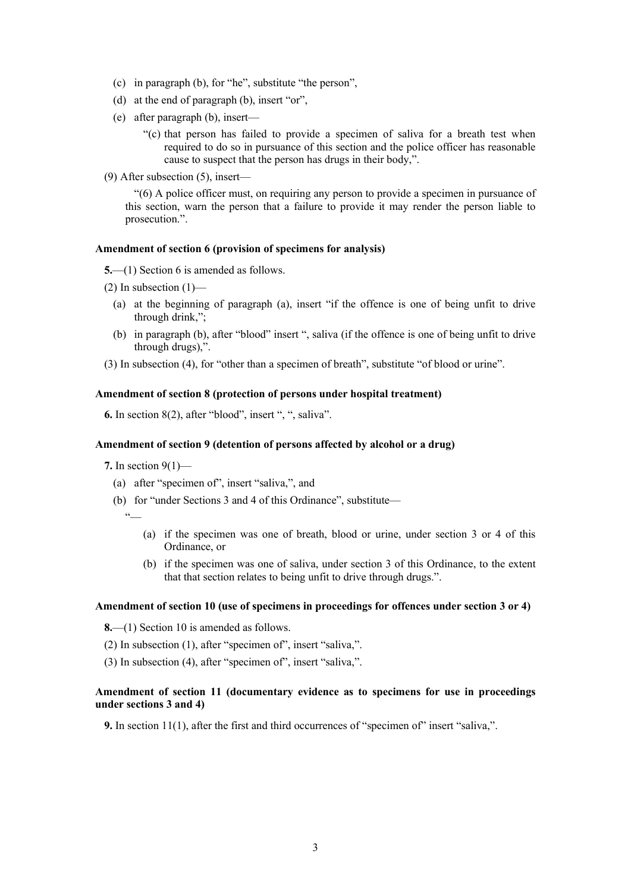(c) in paragraph (b), for "he", substitute "the person",

(d) at the end of paragraph (b), insert "or",

(e) after paragraph (b), insert—

> "(c) that person has failed to provide a specimen of saliva for a breath test when required to do so in pursuance of this section and the police officer has reasonable cause to suspect that the person has drugs in their body,".

(9) After subsection (5), insert—

> "(6) A police officer must, on requiring any person to provide a specimen in pursuance of this section, warn the person that a failure to provide it may render the person liable to prosecution.".

**Amendment of section 6 (provision of specimens for analysis)**

**5.**—(1) Section 6 is amended as follows.

(2) In subsection (1)—

(a) at the beginning of paragraph (a), insert "if the offence is one of being unfit to drive through drink,";

(b) in paragraph (b), after "blood" insert ", saliva (if the offence is one of being unfit to drive through drugs),".

(3) In subsection (4), for "other than a specimen of breath", substitute "of blood or urine".

**Amendment of section 8 (protection of persons under hospital treatment)**

**6.** In section 8(2), after "blood", insert ", ", saliva".

**Amendment of section 9 (detention of persons affected by alcohol or a drug)**

**7.** In section 9(1)—

(a) after "specimen of", insert "saliva,", and

(b) for "under Sections 3 and 4 of this Ordinance", substitute—

> "—
>
> (a) if the specimen was one of breath, blood or urine, under section 3 or 4 of this Ordinance, or
>
> (b) if the specimen was one of saliva, under section 3 of this Ordinance, to the extent that that section relates to being unfit to drive through drugs.".

**Amendment of section 10 (use of specimens in proceedings for offences under section 3 or 4)**

**8.**—(1) Section 10 is amended as follows.

(2) In subsection (1), after "specimen of", insert "saliva,".

(3) In subsection (4), after "specimen of", insert "saliva,".

**Amendment of section 11 (documentary evidence as to specimens for use in proceedings under sections 3 and 4)**

**9.** In section 11(1), after the first and third occurrences of "specimen of" insert "saliva,".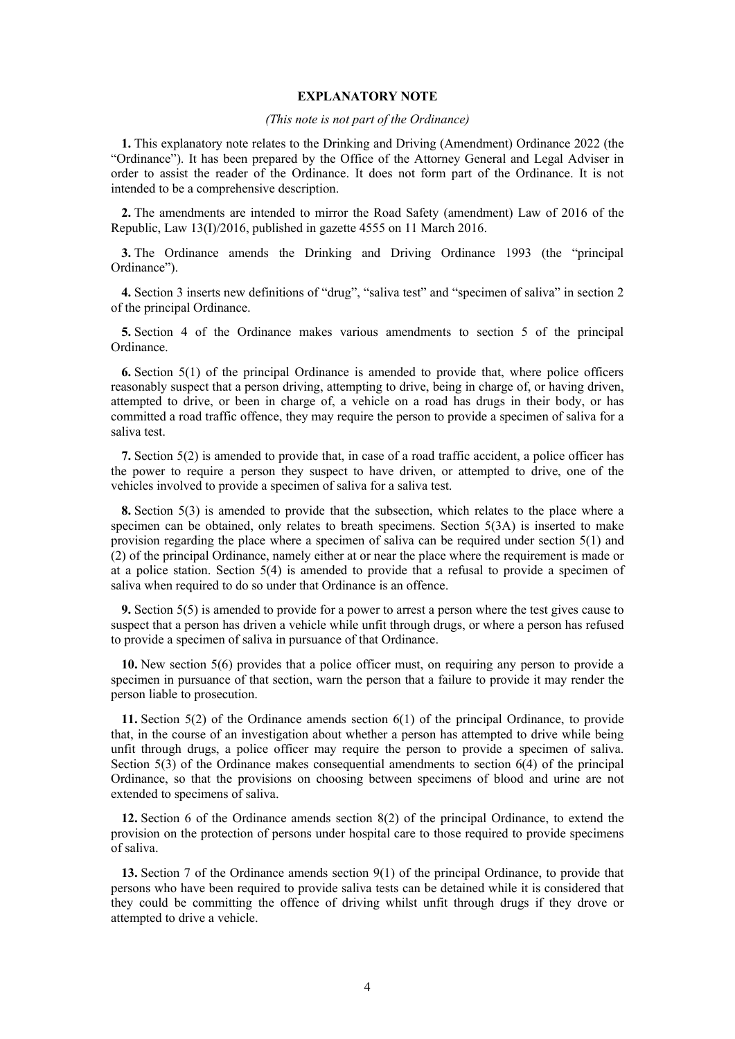**EXPLANATORY NOTE**

*(This note is not part of the Ordinance)*

**1.** This explanatory note relates to the Drinking and Driving (Amendment) Ordinance 2022 (the "Ordinance"). It has been prepared by the Office of the Attorney General and Legal Adviser in order to assist the reader of the Ordinance. It does not form part of the Ordinance. It is not intended to be a comprehensive description.

**2.** The amendments are intended to mirror the Road Safety (amendment) Law of 2016 of the Republic, Law 13(I)/2016, published in gazette 4555 on 11 March 2016.

**3.** The Ordinance amends the Drinking and Driving Ordinance 1993 (the "principal Ordinance").

**4.** Section 3 inserts new definitions of "drug", "saliva test" and "specimen of saliva" in section 2 of the principal Ordinance.

**5.** Section 4 of the Ordinance makes various amendments to section 5 of the principal Ordinance.

**6.** Section 5(1) of the principal Ordinance is amended to provide that, where police officers reasonably suspect that a person driving, attempting to drive, being in charge of, or having driven, attempted to drive, or been in charge of, a vehicle on a road has drugs in their body, or has committed a road traffic offence, they may require the person to provide a specimen of saliva for a saliva test.

**7.** Section 5(2) is amended to provide that, in case of a road traffic accident, a police officer has the power to require a person they suspect to have driven, or attempted to drive, one of the vehicles involved to provide a specimen of saliva for a saliva test.

**8.** Section 5(3) is amended to provide that the subsection, which relates to the place where a specimen can be obtained, only relates to breath specimens. Section 5(3A) is inserted to make provision regarding the place where a specimen of saliva can be required under section 5(1) and (2) of the principal Ordinance, namely either at or near the place where the requirement is made or at a police station. Section 5(4) is amended to provide that a refusal to provide a specimen of saliva when required to do so under that Ordinance is an offence.

**9.** Section 5(5) is amended to provide for a power to arrest a person where the test gives cause to suspect that a person has driven a vehicle while unfit through drugs, or where a person has refused to provide a specimen of saliva in pursuance of that Ordinance.

**10.** New section 5(6) provides that a police officer must, on requiring any person to provide a specimen in pursuance of that section, warn the person that a failure to provide it may render the person liable to prosecution.

**11.** Section 5(2) of the Ordinance amends section 6(1) of the principal Ordinance, to provide that, in the course of an investigation about whether a person has attempted to drive while being unfit through drugs, a police officer may require the person to provide a specimen of saliva. Section 5(3) of the Ordinance makes consequential amendments to section 6(4) of the principal Ordinance, so that the provisions on choosing between specimens of blood and urine are not extended to specimens of saliva.

**12.** Section 6 of the Ordinance amends section 8(2) of the principal Ordinance, to extend the provision on the protection of persons under hospital care to those required to provide specimens of saliva.

**13.** Section 7 of the Ordinance amends section 9(1) of the principal Ordinance, to provide that persons who have been required to provide saliva tests can be detained while it is considered that they could be committing the offence of driving whilst unfit through drugs if they drove or attempted to drive a vehicle.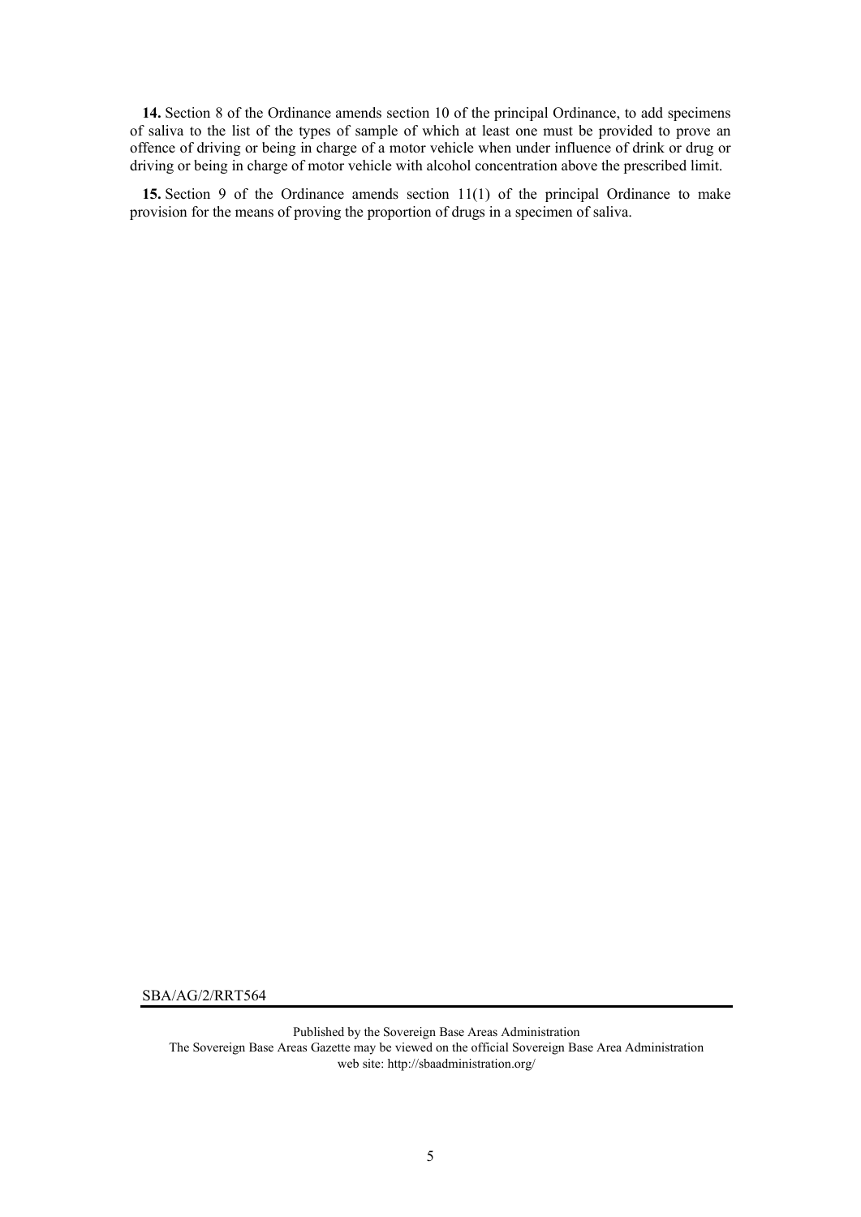**14.** Section 8 of the Ordinance amends section 10 of the principal Ordinance, to add specimens of saliva to the list of the types of sample of which at least one must be provided to prove an offence of driving or being in charge of a motor vehicle when under influence of drink or drug or driving or being in charge of motor vehicle with alcohol concentration above the prescribed limit.

**15.** Section 9 of the Ordinance amends section 11(1) of the principal Ordinance to make provision for the means of proving the proportion of drugs in a specimen of saliva.

SBA/AG/2/RRT564

Published by the Sovereign Base Areas Administration
The Sovereign Base Areas Gazette may be viewed on the official Sovereign Base Area Administration web site: http://sbaadministration.org/